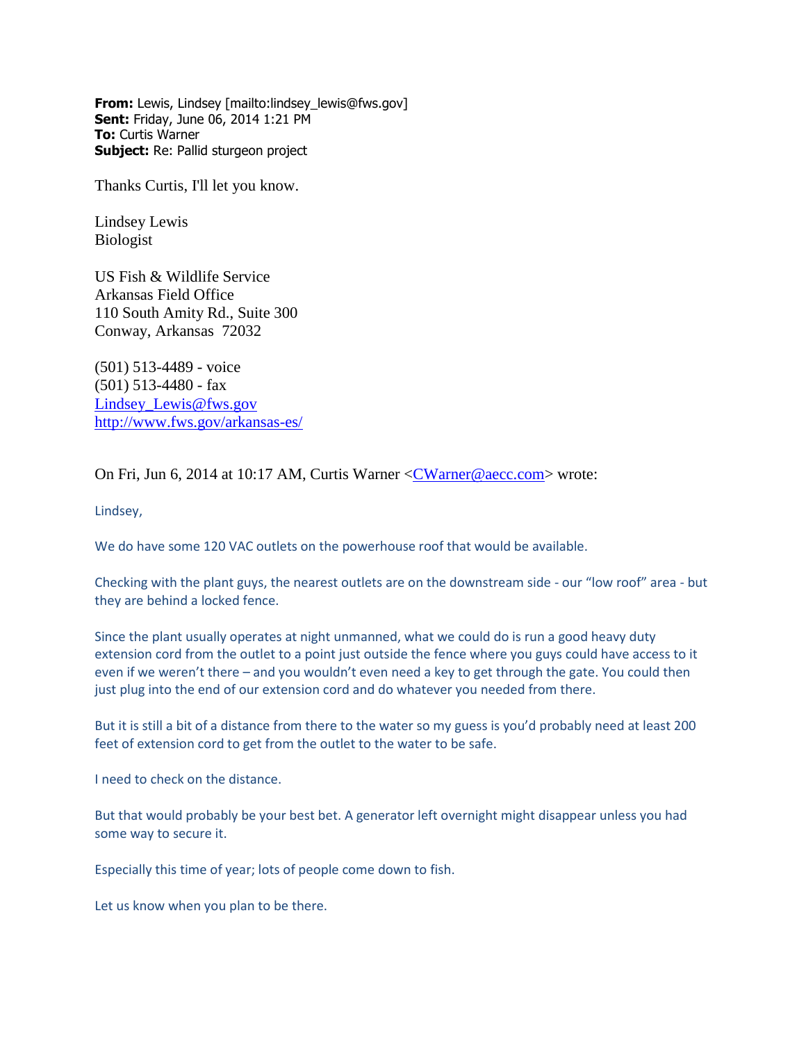**From:** Lewis, Lindsey [mailto:lindsey_lewis@fws.gov]
**Sent:** Friday, June 06, 2014 1:21 PM
**To:** Curtis Warner
**Subject:** Re: Pallid sturgeon project

Thanks Curtis, I'll let you know.

Lindsey Lewis
Biologist

US Fish & Wildlife Service
Arkansas Field Office
110 South Amity Rd., Suite 300
Conway, Arkansas 72032

(501) 513-4489 - voice
(501) 513-4480 - fax
Lindsey_Lewis@fws.gov
http://www.fws.gov/arkansas-es/

On Fri, Jun 6, 2014 at 10:17 AM, Curtis Warner <CWarner@aecc.com> wrote:

Lindsey,

We do have some 120 VAC outlets on the powerhouse roof that would be available.

Checking with the plant guys, the nearest outlets are on the downstream side - our "low roof" area - but they are behind a locked fence.

Since the plant usually operates at night unmanned, what we could do is run a good heavy duty extension cord from the outlet to a point just outside the fence where you guys could have access to it even if we weren't there – and you wouldn't even need a key to get through the gate. You could then just plug into the end of our extension cord and do whatever you needed from there.

But it is still a bit of a distance from there to the water so my guess is you'd probably need at least 200 feet of extension cord to get from the outlet to the water to be safe.

I need to check on the distance.

But that would probably be your best bet. A generator left overnight might disappear unless you had some way to secure it.

Especially this time of year; lots of people come down to fish.

Let us know when you plan to be there.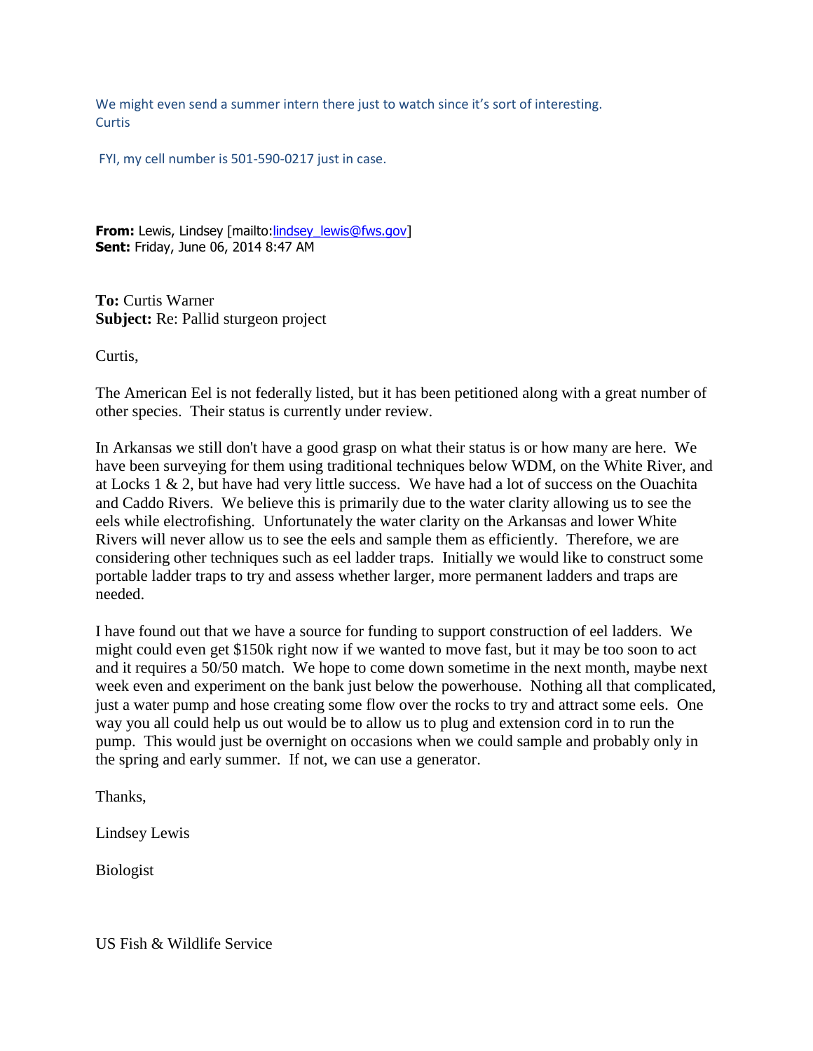We might even send a summer intern there just to watch since it's sort of interesting.
Curtis

FYI, my cell number is 501-590-0217 just in case.

**From:** Lewis, Lindsey [mailto:lindsey_lewis@fws.gov]
**Sent:** Friday, June 06, 2014 8:47 AM

**To:** Curtis Warner
**Subject:** Re: Pallid sturgeon project

Curtis,

The American Eel is not federally listed, but it has been petitioned along with a great number of other species. Their status is currently under review.

In Arkansas we still don't have a good grasp on what their status is or how many are here. We have been surveying for them using traditional techniques below WDM, on the White River, and at Locks 1 & 2, but have had very little success. We have had a lot of success on the Ouachita and Caddo Rivers. We believe this is primarily due to the water clarity allowing us to see the eels while electrofishing. Unfortunately the water clarity on the Arkansas and lower White Rivers will never allow us to see the eels and sample them as efficiently. Therefore, we are considering other techniques such as eel ladder traps. Initially we would like to construct some portable ladder traps to try and assess whether larger, more permanent ladders and traps are needed.

I have found out that we have a source for funding to support construction of eel ladders. We might could even get $150k right now if we wanted to move fast, but it may be too soon to act and it requires a 50/50 match. We hope to come down sometime in the next month, maybe next week even and experiment on the bank just below the powerhouse. Nothing all that complicated, just a water pump and hose creating some flow over the rocks to try and attract some eels. One way you all could help us out would be to allow us to plug and extension cord in to run the pump. This would just be overnight on occasions when we could sample and probably only in the spring and early summer. If not, we can use a generator.

Thanks,

Lindsey Lewis

Biologist

US Fish & Wildlife Service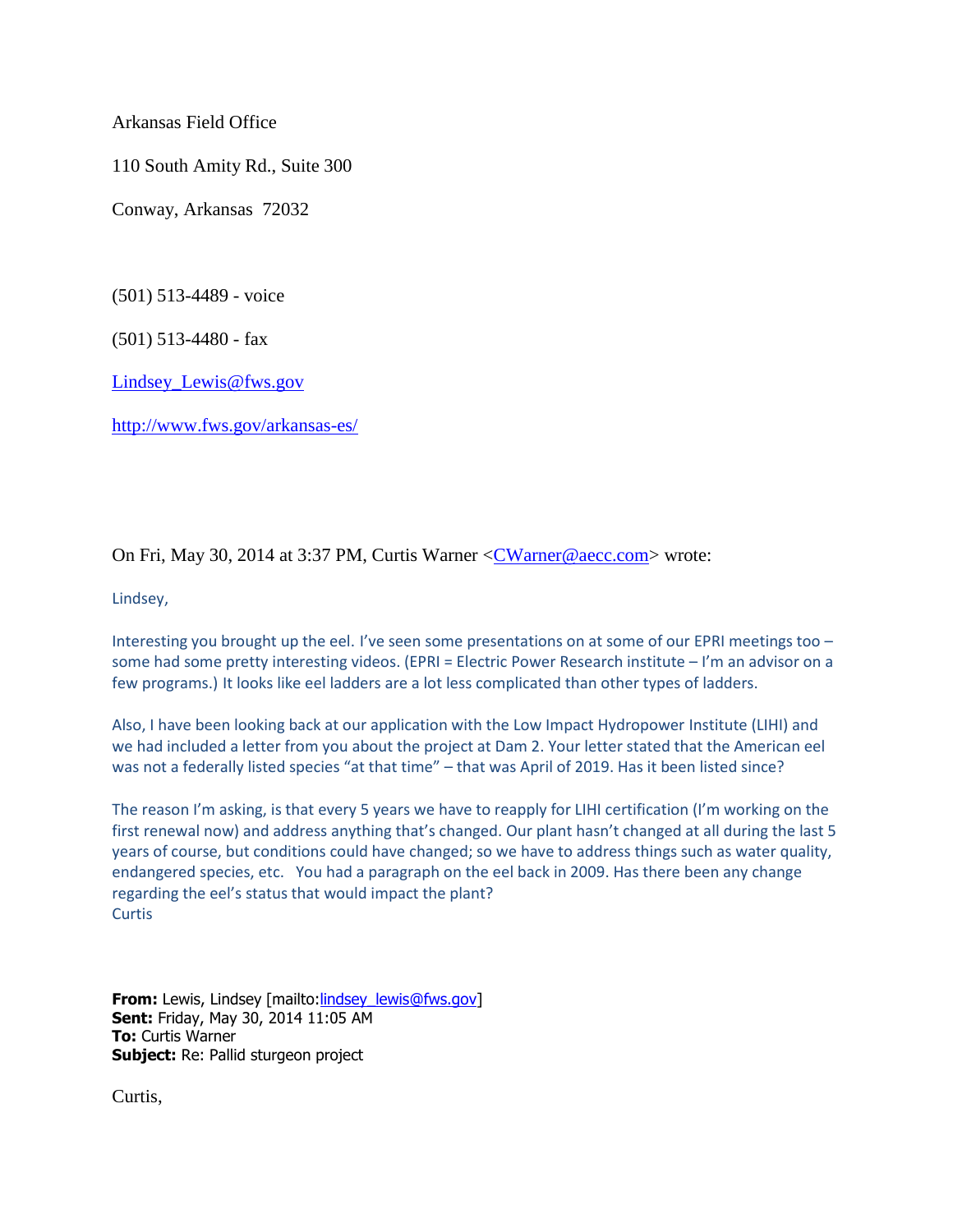Arkansas Field Office

110 South Amity Rd., Suite 300

Conway, Arkansas  72032

(501) 513-4489 - voice

(501) 513-4480 - fax

Lindsey_Lewis@fws.gov

http://www.fws.gov/arkansas-es/

On Fri, May 30, 2014 at 3:37 PM, Curtis Warner <CWarner@aecc.com> wrote:

Lindsey,

Interesting you brought up the eel. I've seen some presentations on at some of our EPRI meetings too – some had some pretty interesting videos. (EPRI = Electric Power Research institute – I'm an advisor on a few programs.) It looks like eel ladders are a lot less complicated than other types of ladders.

Also, I have been looking back at our application with the Low Impact Hydropower Institute (LIHI) and we had included a letter from you about the project at Dam 2. Your letter stated that the American eel was not a federally listed species "at that time" – that was April of 2019. Has it been listed since?

The reason I'm asking, is that every 5 years we have to reapply for LIHI certification (I'm working on the first renewal now) and address anything that's changed. Our plant hasn't changed at all during the last 5 years of course, but conditions could have changed; so we have to address things such as water quality, endangered species, etc.   You had a paragraph on the eel back in 2009. Has there been any change regarding the eel's status that would impact the plant?
Curtis

**From:** Lewis, Lindsey [mailto:lindsey_lewis@fws.gov]
**Sent:** Friday, May 30, 2014 11:05 AM
**To:** Curtis Warner
**Subject:** Re: Pallid sturgeon project

Curtis,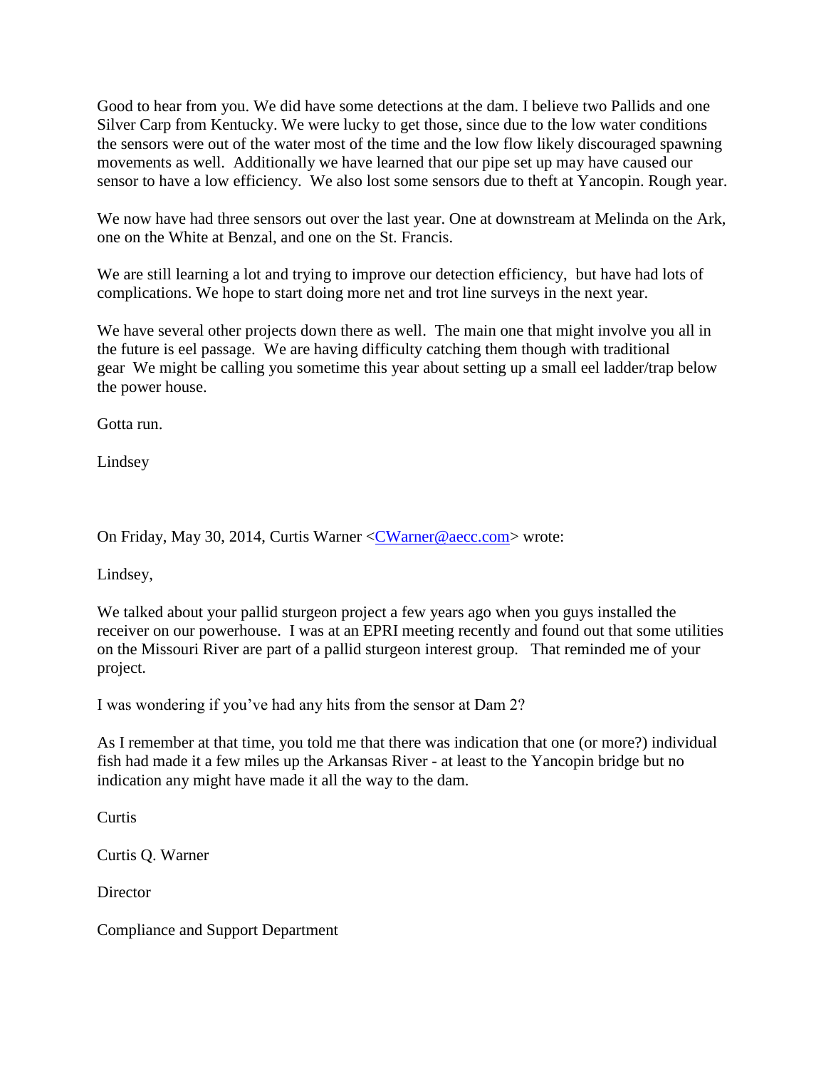Good to hear from you. We did have some detections at the dam. I believe two Pallids and one Silver Carp from Kentucky. We were lucky to get those, since due to the low water conditions the sensors were out of the water most of the time and the low flow likely discouraged spawning movements as well. Additionally we have learned that our pipe set up may have caused our sensor to have a low efficiency. We also lost some sensors due to theft at Yancopin. Rough year.

We now have had three sensors out over the last year. One at downstream at Melinda on the Ark, one on the White at Benzal, and one on the St. Francis.

We are still learning a lot and trying to improve our detection efficiency, but have had lots of complications. We hope to start doing more net and trot line surveys in the next year.

We have several other projects down there as well. The main one that might involve you all in the future is eel passage. We are having difficulty catching them though with traditional gear We might be calling you sometime this year about setting up a small eel ladder/trap below the power house.

Gotta run.

Lindsey

On Friday, May 30, 2014, Curtis Warner <CWarner@aecc.com> wrote:

Lindsey,

We talked about your pallid sturgeon project a few years ago when you guys installed the receiver on our powerhouse. I was at an EPRI meeting recently and found out that some utilities on the Missouri River are part of a pallid sturgeon interest group. That reminded me of your project.

I was wondering if you've had any hits from the sensor at Dam 2?

As I remember at that time, you told me that there was indication that one (or more?) individual fish had made it a few miles up the Arkansas River - at least to the Yancopin bridge but no indication any might have made it all the way to the dam.

Curtis

Curtis Q. Warner

Director

Compliance and Support Department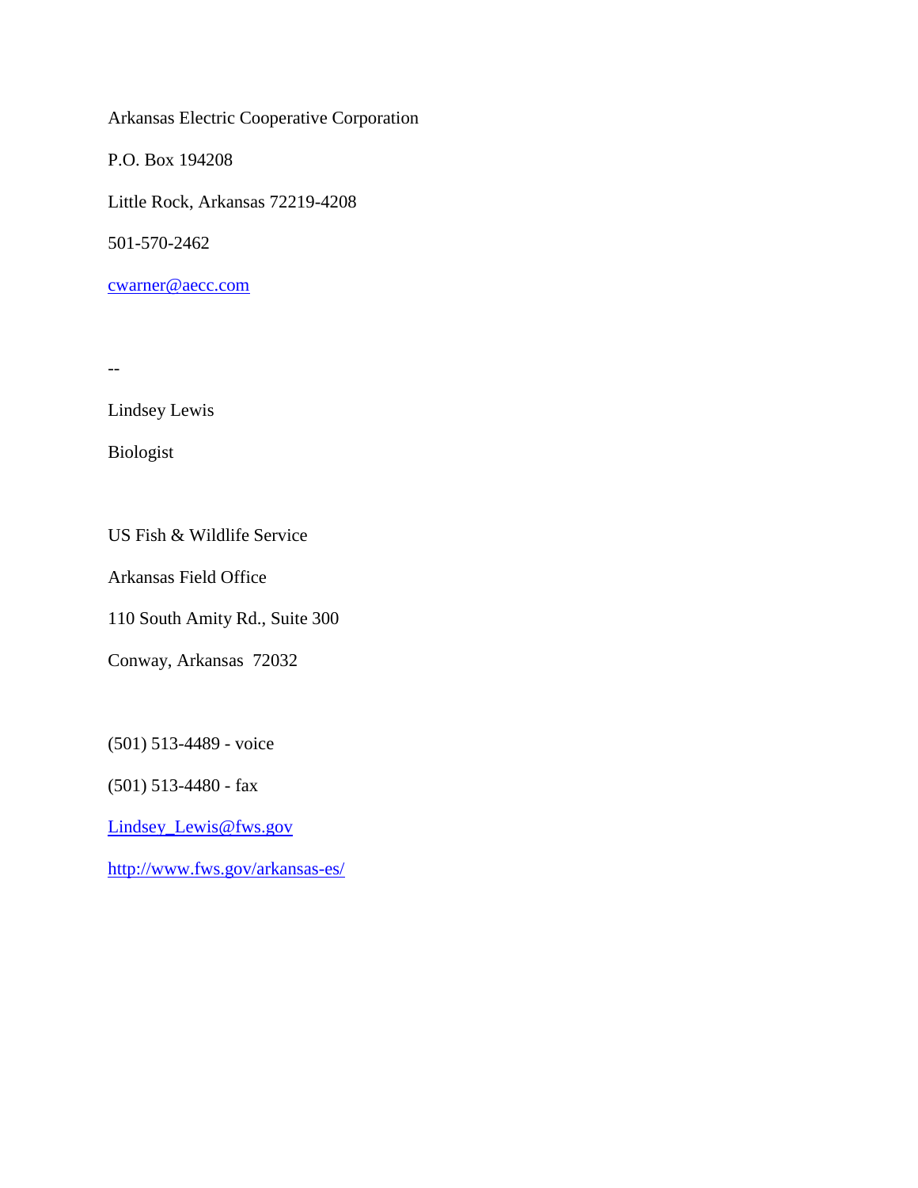Arkansas Electric Cooperative Corporation

P.O. Box 194208

Little Rock, Arkansas 72219-4208

501-570-2462

cwarner@aecc.com

--

Lindsey Lewis

Biologist

US Fish & Wildlife Service

Arkansas Field Office

110 South Amity Rd., Suite 300

Conway, Arkansas  72032

(501) 513-4489 - voice

(501) 513-4480 - fax

Lindsey_Lewis@fws.gov

http://www.fws.gov/arkansas-es/